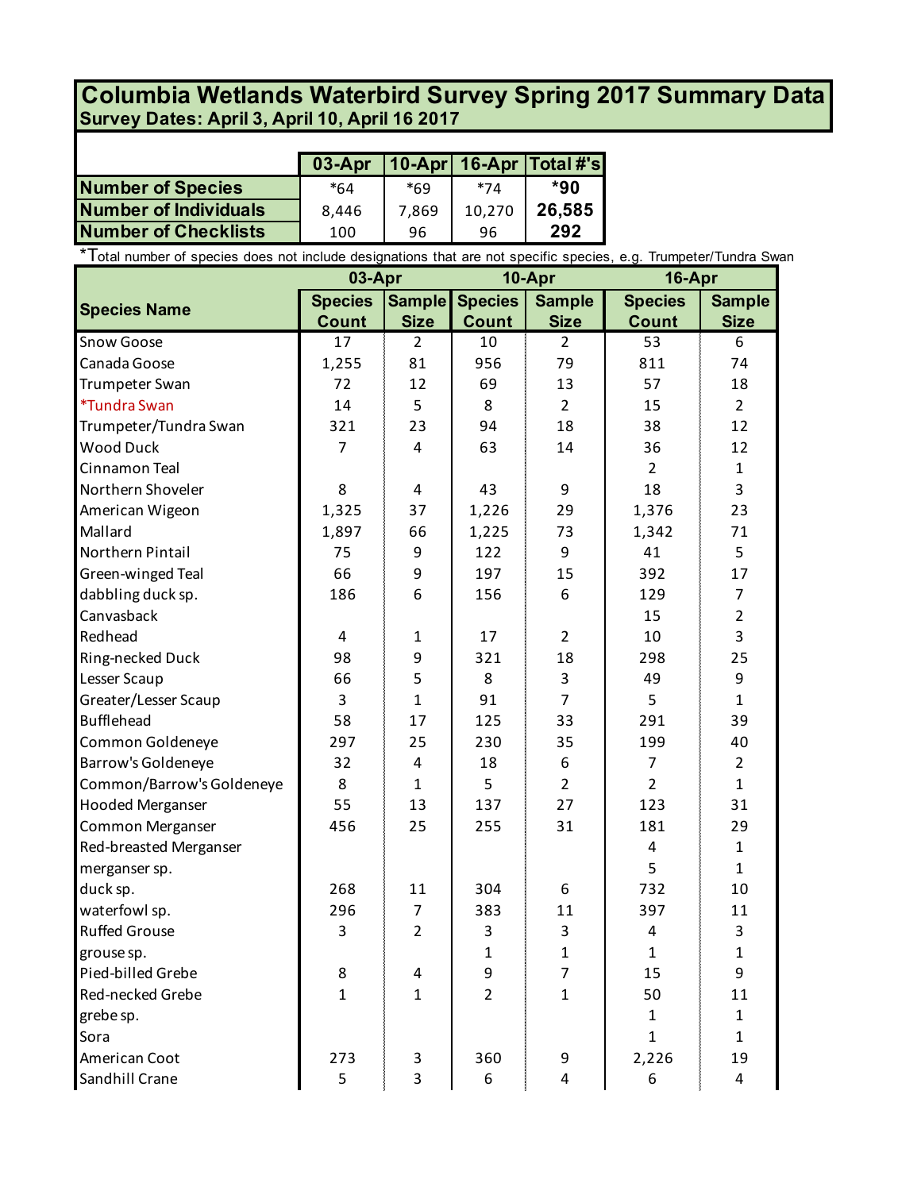# Columbia Wetlands Waterbird Survey Spring 2017 Summary Data

**Survey Dates: April 3, April 10, April 16 2017**

| | 03-Apr | 10-Apr | 16-Apr | Total #'s |
|---|---|---|---|---|
| **Number of Species** | *64 | *69 | *74 | ***90** |
| **Number of Individuals** | 8,446 | 7,869 | 10,270 | **26,585** |
| **Number of Checklists** | 100 | 96 | 96 | **292** |

*Total number of species does not include designations that are not specific species, e.g. Trumpeter/Tundra Swan

| Species Name | 03-Apr | | 10-Apr | | 16-Apr | |
|---|---|---|---|---|---|---|
| | Species Count | Sample Size | Species Count | Sample Size | Species Count | Sample Size |
| Snow Goose | 17 | 2 | 10 | 2 | 53 | 6 |
| Canada Goose | 1,255 | 81 | 956 | 79 | 811 | 74 |
| Trumpeter Swan | 72 | 12 | 69 | 13 | 57 | 18 |
| *Tundra Swan | 14 | 5 | 8 | 2 | 15 | 2 |
| Trumpeter/Tundra Swan | 321 | 23 | 94 | 18 | 38 | 12 |
| Wood Duck | 7 | 4 | 63 | 14 | 36 | 12 |
| Cinnamon Teal | | | | | 2 | 1 |
| Northern Shoveler | 8 | 4 | 43 | 9 | 18 | 3 |
| American Wigeon | 1,325 | 37 | 1,226 | 29 | 1,376 | 23 |
| Mallard | 1,897 | 66 | 1,225 | 73 | 1,342 | 71 |
| Northern Pintail | 75 | 9 | 122 | 9 | 41 | 5 |
| Green-winged Teal | 66 | 9 | 197 | 15 | 392 | 17 |
| dabbling duck sp. | 186 | 6 | 156 | 6 | 129 | 7 |
| Canvasback | | | | | 15 | 2 |
| Redhead | 4 | 1 | 17 | 2 | 10 | 3 |
| Ring-necked Duck | 98 | 9 | 321 | 18 | 298 | 25 |
| Lesser Scaup | 66 | 5 | 8 | 3 | 49 | 9 |
| Greater/Lesser Scaup | 3 | 1 | 91 | 7 | 5 | 1 |
| Bufflehead | 58 | 17 | 125 | 33 | 291 | 39 |
| Common Goldeneye | 297 | 25 | 230 | 35 | 199 | 40 |
| Barrow's Goldeneye | 32 | 4 | 18 | 6 | 7 | 2 |
| Common/Barrow's Goldeneye | 8 | 1 | 5 | 2 | 2 | 1 |
| Hooded Merganser | 55 | 13 | 137 | 27 | 123 | 31 |
| Common Merganser | 456 | 25 | 255 | 31 | 181 | 29 |
| Red-breasted Merganser | | | | | 4 | 1 |
| merganser sp. | | | | | 5 | 1 |
| duck sp. | 268 | 11 | 304 | 6 | 732 | 10 |
| waterfowl sp. | 296 | 7 | 383 | 11 | 397 | 11 |
| Ruffed Grouse | 3 | 2 | 3 | 3 | 4 | 3 |
| grouse sp. | | | 1 | 1 | 1 | 1 |
| Pied-billed Grebe | 8 | 4 | 9 | 7 | 15 | 9 |
| Red-necked Grebe | 1 | 1 | 2 | 1 | 50 | 11 |
| grebe sp. | | | | | 1 | 1 |
| Sora | | | | | 1 | 1 |
| American Coot | 273 | 3 | 360 | 9 | 2,226 | 19 |
| Sandhill Crane | 5 | 3 | 6 | 4 | 6 | 4 |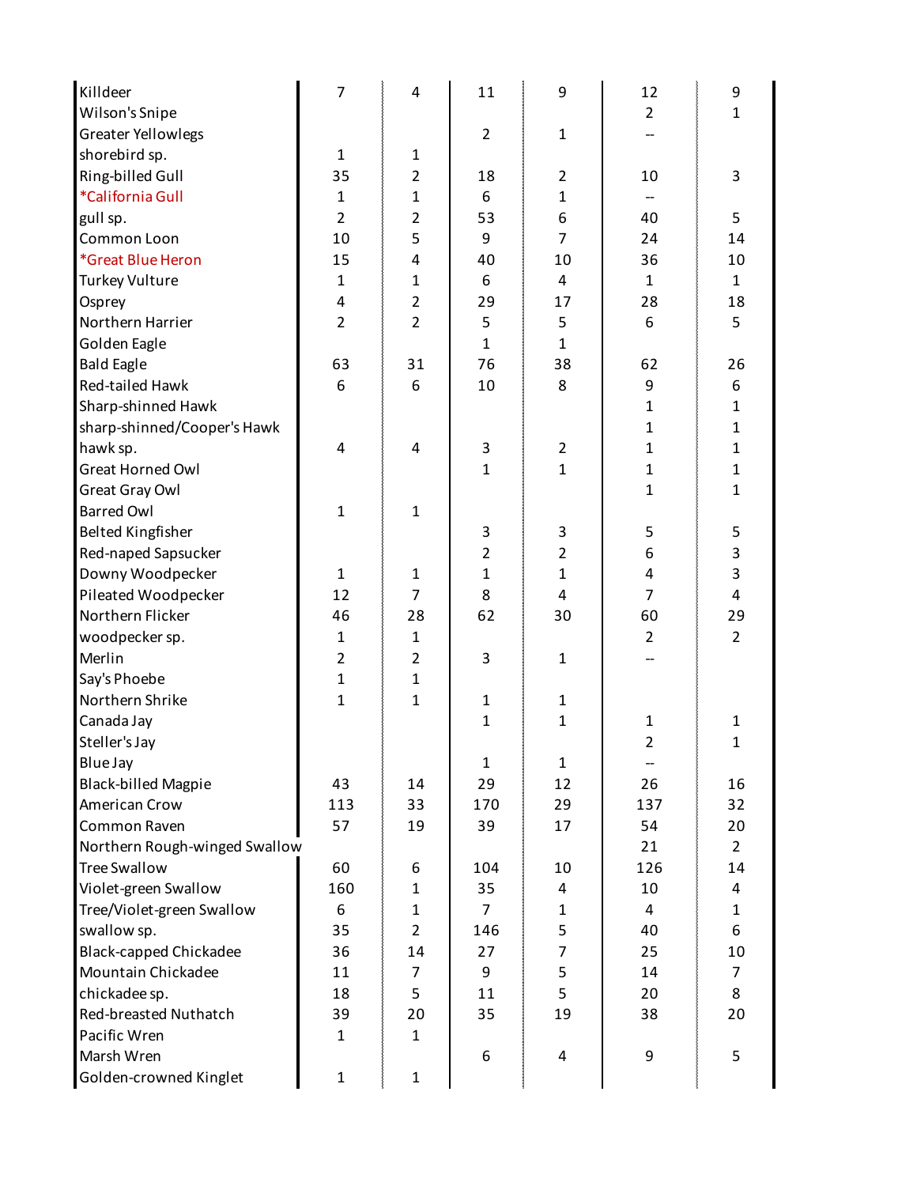| | | | | | | |
|---|---|---|---|---|---|---|
| Killdeer | 7 | 4 | 11 | 9 | 12 | 9 |
| Wilson's Snipe | | | | | 2 | 1 |
| Greater Yellowlegs | | | 2 | 1 | -- | |
| shorebird sp. | 1 | 1 | | | | |
| Ring-billed Gull | 35 | 2 | 18 | 2 | 10 | 3 |
| *California Gull | 1 | 1 | 6 | 1 | -- | |
| gull sp. | 2 | 2 | 53 | 6 | 40 | 5 |
| Common Loon | 10 | 5 | 9 | 7 | 24 | 14 |
| *Great Blue Heron | 15 | 4 | 40 | 10 | 36 | 10 |
| Turkey Vulture | 1 | 1 | 6 | 4 | 1 | 1 |
| Osprey | 4 | 2 | 29 | 17 | 28 | 18 |
| Northern Harrier | 2 | 2 | 5 | 5 | 6 | 5 |
| Golden Eagle | | | 1 | 1 | | |
| Bald Eagle | 63 | 31 | 76 | 38 | 62 | 26 |
| Red-tailed Hawk | 6 | 6 | 10 | 8 | 9 | 6 |
| Sharp-shinned Hawk | | | | | 1 | 1 |
| sharp-shinned/Cooper's Hawk | | | | | 1 | 1 |
| hawk sp. | 4 | 4 | 3 | 2 | 1 | 1 |
| Great Horned Owl | | | 1 | 1 | 1 | 1 |
| Great Gray Owl | | | | | 1 | 1 |
| Barred Owl | 1 | 1 | | | | |
| Belted Kingfisher | | | 3 | 3 | 5 | 5 |
| Red-naped Sapsucker | | | 2 | 2 | 6 | 3 |
| Downy Woodpecker | 1 | 1 | 1 | 1 | 4 | 3 |
| Pileated Woodpecker | 12 | 7 | 8 | 4 | 7 | 4 |
| Northern Flicker | 46 | 28 | 62 | 30 | 60 | 29 |
| woodpecker sp. | 1 | 1 | | | 2 | 2 |
| Merlin | 2 | 2 | 3 | 1 | -- | |
| Say's Phoebe | 1 | 1 | | | | |
| Northern Shrike | 1 | 1 | 1 | 1 | | |
| Canada Jay | | | 1 | 1 | 1 | 1 |
| Steller's Jay | | | | | 2 | 1 |
| Blue Jay | | | 1 | 1 | -- | |
| Black-billed Magpie | 43 | 14 | 29 | 12 | 26 | 16 |
| American Crow | 113 | 33 | 170 | 29 | 137 | 32 |
| Common Raven | 57 | 19 | 39 | 17 | 54 | 20 |
| Northern Rough-winged Swallow | | | | | 21 | 2 |
| Tree Swallow | 60 | 6 | 104 | 10 | 126 | 14 |
| Violet-green Swallow | 160 | 1 | 35 | 4 | 10 | 4 |
| Tree/Violet-green Swallow | 6 | 1 | 7 | 1 | 4 | 1 |
| swallow sp. | 35 | 2 | 146 | 5 | 40 | 6 |
| Black-capped Chickadee | 36 | 14 | 27 | 7 | 25 | 10 |
| Mountain Chickadee | 11 | 7 | 9 | 5 | 14 | 7 |
| chickadee sp. | 18 | 5 | 11 | 5 | 20 | 8 |
| Red-breasted Nuthatch | 39 | 20 | 35 | 19 | 38 | 20 |
| Pacific Wren | 1 | 1 | | | | |
| Marsh Wren | | | 6 | 4 | 9 | 5 |
| Golden-crowned Kinglet | 1 | 1 | | | | |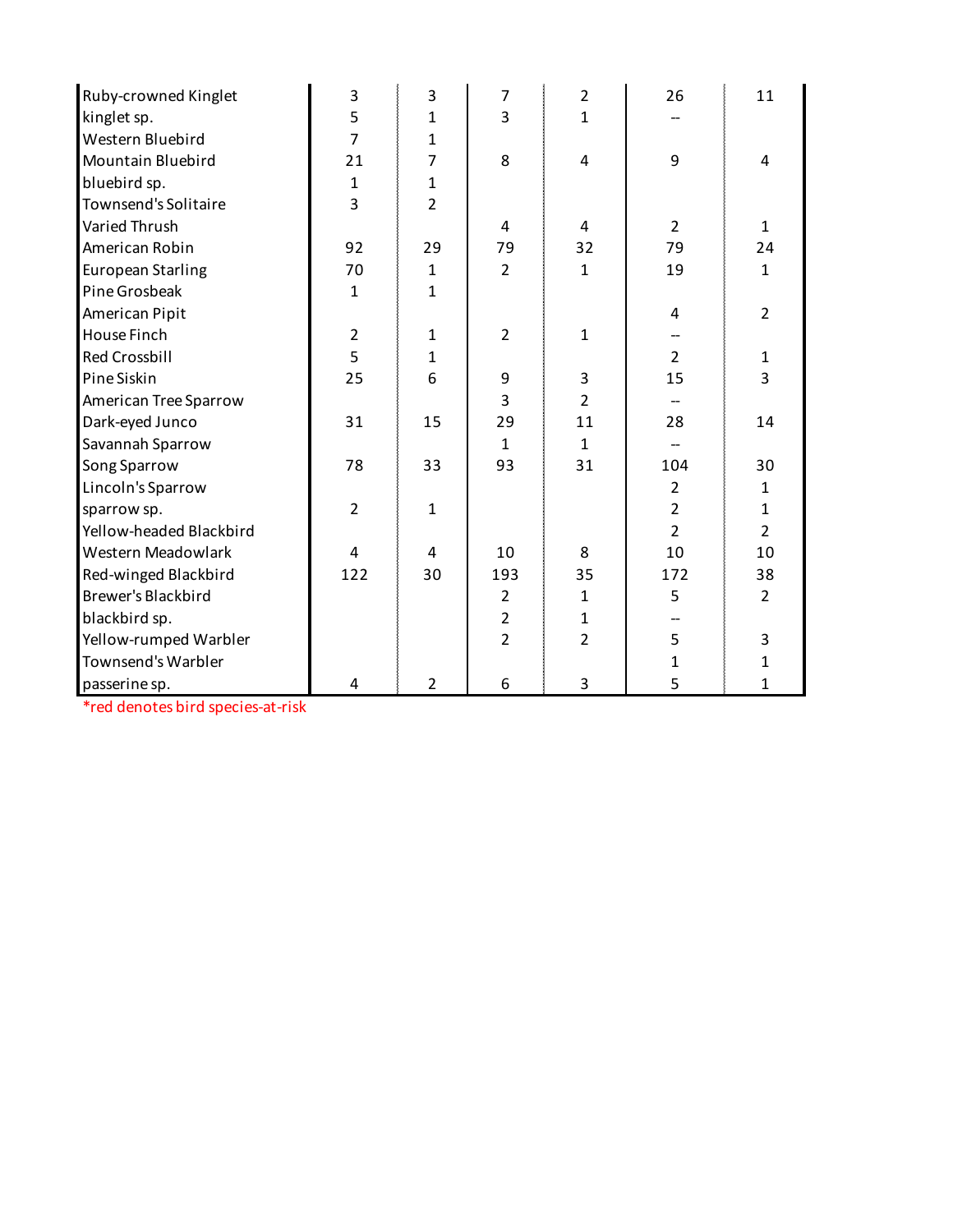| | | | | | | |
|---|---|---|---|---|---|---|
| Ruby-crowned Kinglet | 3 | 3 | 7 | 2 | 26 | 11 |
| kinglet sp. | 5 | 1 | 3 | 1 | -- | |
| Western Bluebird | 7 | 1 | | | | |
| Mountain Bluebird | 21 | 7 | 8 | 4 | 9 | 4 |
| bluebird sp. | 1 | 1 | | | | |
| Townsend's Solitaire | 3 | 2 | | | | |
| Varied Thrush | | | 4 | 4 | 2 | 1 |
| American Robin | 92 | 29 | 79 | 32 | 79 | 24 |
| European Starling | 70 | 1 | 2 | 1 | 19 | 1 |
| Pine Grosbeak | 1 | 1 | | | | |
| American Pipit | | | | | 4 | 2 |
| House Finch | 2 | 1 | 2 | 1 | -- | |
| Red Crossbill | 5 | 1 | | | 2 | 1 |
| Pine Siskin | 25 | 6 | 9 | 3 | 15 | 3 |
| American Tree Sparrow | | | 3 | 2 | -- | |
| Dark-eyed Junco | 31 | 15 | 29 | 11 | 28 | 14 |
| Savannah Sparrow | | | 1 | 1 | -- | |
| Song Sparrow | 78 | 33 | 93 | 31 | 104 | 30 |
| Lincoln's Sparrow | | | | | 2 | 1 |
| sparrow sp. | 2 | 1 | | | 2 | 1 |
| Yellow-headed Blackbird | | | | | 2 | 2 |
| Western Meadowlark | 4 | 4 | 10 | 8 | 10 | 10 |
| Red-winged Blackbird | 122 | 30 | 193 | 35 | 172 | 38 |
| Brewer's Blackbird | | | 2 | 1 | 5 | 2 |
| blackbird sp. | | | 2 | 1 | -- | |
| Yellow-rumped Warbler | | | 2 | 2 | 5 | 3 |
| Townsend's Warbler | | | | | 1 | 1 |
| passerine sp. | 4 | 2 | 6 | 3 | 5 | 1 |

*red denotes bird species-at-risk